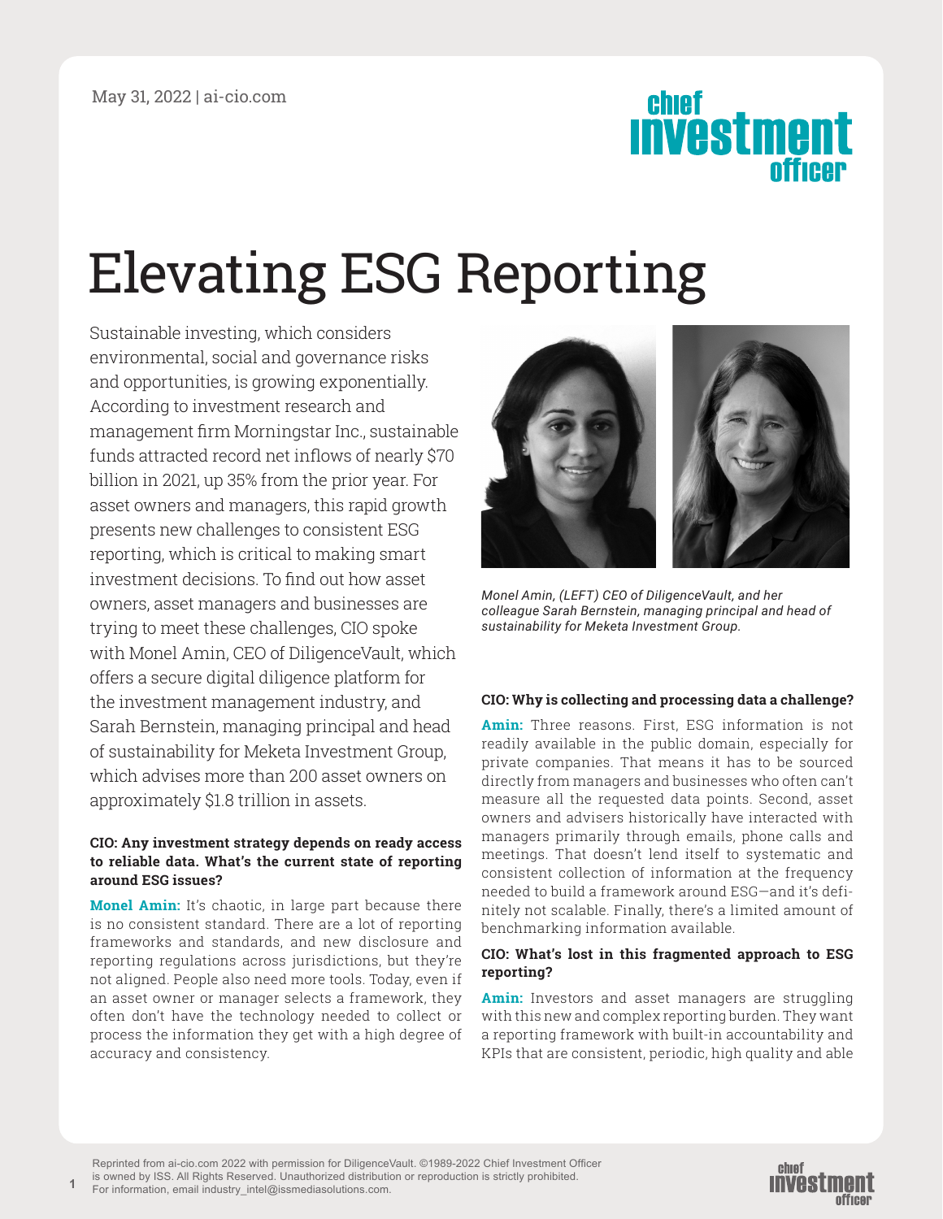# Elevating ESG Reporting

Sustainable investing, which considers environmental, social and governance risks and opportunities, is growing exponentially. According to investment research and management firm Morningstar Inc., sustainable funds attracted record net inflows of nearly $70 billion in 2021, up 35% from the prior year. For asset owners and managers, this rapid growth presents new challenges to consistent ESG reporting, which is critical to making smart investment decisions. To find out how asset owners, asset managers and businesses are trying to meet these challenges, CIO spoke with Monel Amin, CEO of DiligenceVault, which offers a secure digital diligence platform for the investment management industry, and Sarah Bernstein, managing principal and head of sustainability for Meketa Investment Group, which advises more than 200 asset owners on approximately $1.8 trillion in assets.

*Monel Amin, (LEFT) CEO of DiligenceVault, and her colleague Sarah Bernstein, managing principal and head of sustainability for Meketa Investment Group.*

**CIO: Any investment strategy depends on ready access to reliable data. What's the current state of reporting around ESG issues?**

**Monel Amin:** It's chaotic, in large part because there is no consistent standard. There are a lot of reporting frameworks and standards, and new disclosure and reporting regulations across jurisdictions, but they're not aligned. People also need more tools. Today, even if an asset owner or manager selects a framework, they often don't have the technology needed to collect or process the information they get with a high degree of accuracy and consistency.

**CIO: Why is collecting and processing data a challenge?**

**Amin:** Three reasons. First, ESG information is not readily available in the public domain, especially for private companies. That means it has to be sourced directly from managers and businesses who often can't measure all the requested data points. Second, asset owners and advisers historically have interacted with managers primarily through emails, phone calls and meetings. That doesn't lend itself to systematic and consistent collection of information at the frequency needed to build a framework around ESG—and it's definitely not scalable. Finally, there's a limited amount of benchmarking information available.

**CIO: What's lost in this fragmented approach to ESG reporting?**

**Amin:** Investors and asset managers are struggling with this new and complex reporting burden. They want a reporting framework with built-in accountability and KPIs that are consistent, periodic, high quality and able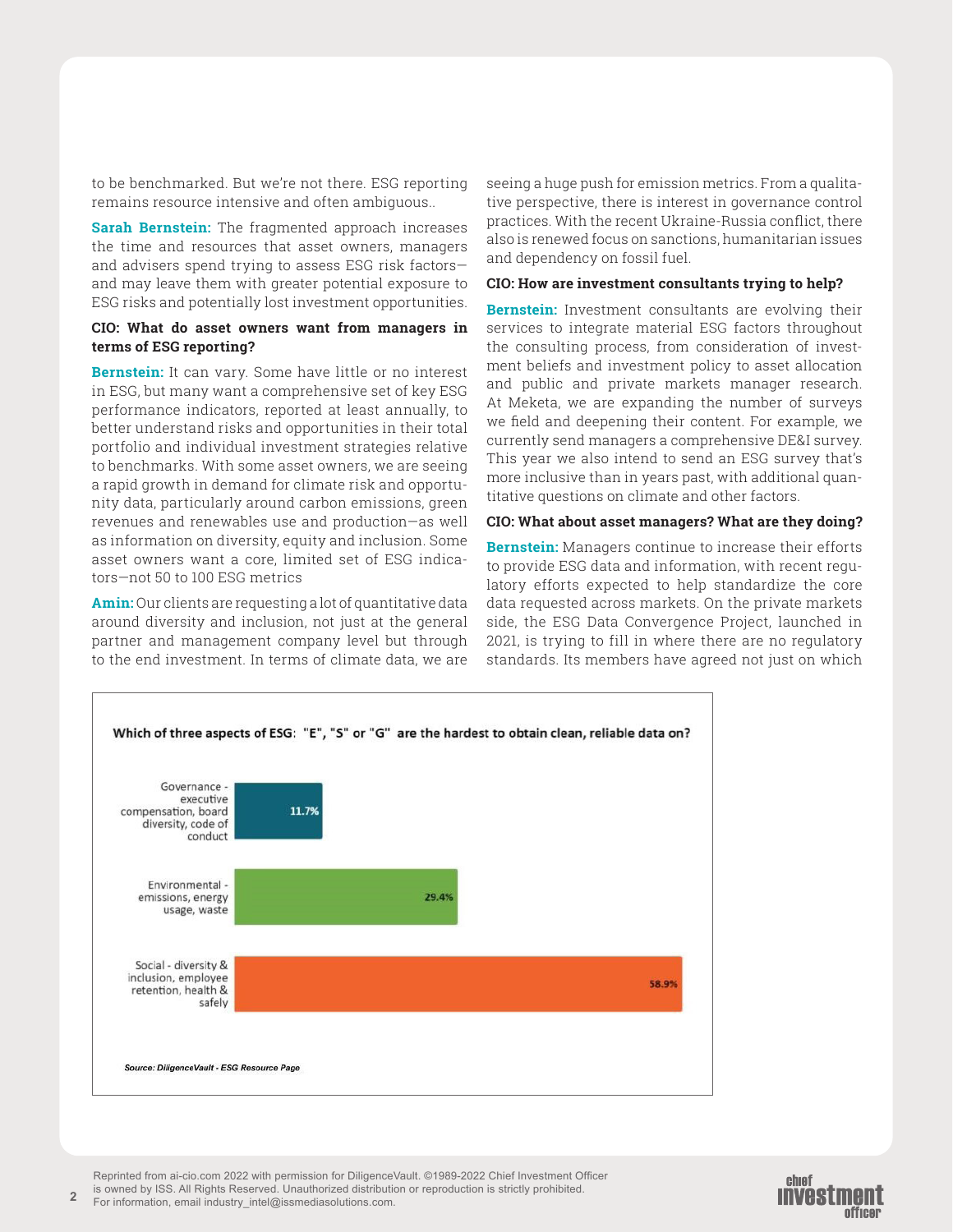to be benchmarked. But we're not there. ESG reporting remains resource intensive and often ambiguous..

**Sarah Bernstein:** The fragmented approach increases the time and resources that asset owners, managers and advisers spend trying to assess ESG risk factors—and may leave them with greater potential exposure to ESG risks and potentially lost investment opportunities.

**CIO: What do asset owners want from managers in terms of ESG reporting?**

**Bernstein:** It can vary. Some have little or no interest in ESG, but many want a comprehensive set of key ESG performance indicators, reported at least annually, to better understand risks and opportunities in their total portfolio and individual investment strategies relative to benchmarks. With some asset owners, we are seeing a rapid growth in demand for climate risk and opportunity data, particularly around carbon emissions, green revenues and renewables use and production—as well as information on diversity, equity and inclusion. Some asset owners want a core, limited set of ESG indicators—not 50 to 100 ESG metrics

**Amin:** Our clients are requesting a lot of quantitative data around diversity and inclusion, not just at the general partner and management company level but through to the end investment. In terms of climate data, we are seeing a huge push for emission metrics. From a qualitative perspective, there is interest in governance control practices. With the recent Ukraine-Russia conflict, there also is renewed focus on sanctions, humanitarian issues and dependency on fossil fuel.

**CIO: How are investment consultants trying to help?**

**Bernstein:** Investment consultants are evolving their services to integrate material ESG factors throughout the consulting process, from consideration of investment beliefs and investment policy to asset allocation and public and private markets manager research. At Meketa, we are expanding the number of surveys we field and deepening their content. For example, we currently send managers a comprehensive DE&I survey. This year we also intend to send an ESG survey that's more inclusive than in years past, with additional quantitative questions on climate and other factors.

**CIO: What about asset managers? What are they doing?**

**Bernstein:** Managers continue to increase their efforts to provide ESG data and information, with recent regulatory efforts expected to help standardize the core data requested across markets. On the private markets side, the ESG Data Convergence Project, launched in 2021, is trying to fill in where there are no regulatory standards. Its members have agreed not just on which

**Which of three aspects of ESG: "E", "S" or "G" are the hardest to obtain clean, reliable data on?**

| Aspect | Share |
|---|---|
| Governance - executive compensation, board diversity, code of conduct | 11.7% |
| Environmental - emissions, energy usage, waste | 29.4% |
| Social - diversity & inclusion, employee retention, health & safely | 58.9% |

*Source: DiligenceVault - ESG Resource Page*

Reprinted from ai-cio.com 2022 with permission for DiligenceVault. ©1989-2022 Chief Investment Officer is owned by ISS. All Rights Reserved. Unauthorized distribution or reproduction is strictly prohibited. For information, email industry_intel@issmediasolutions.com.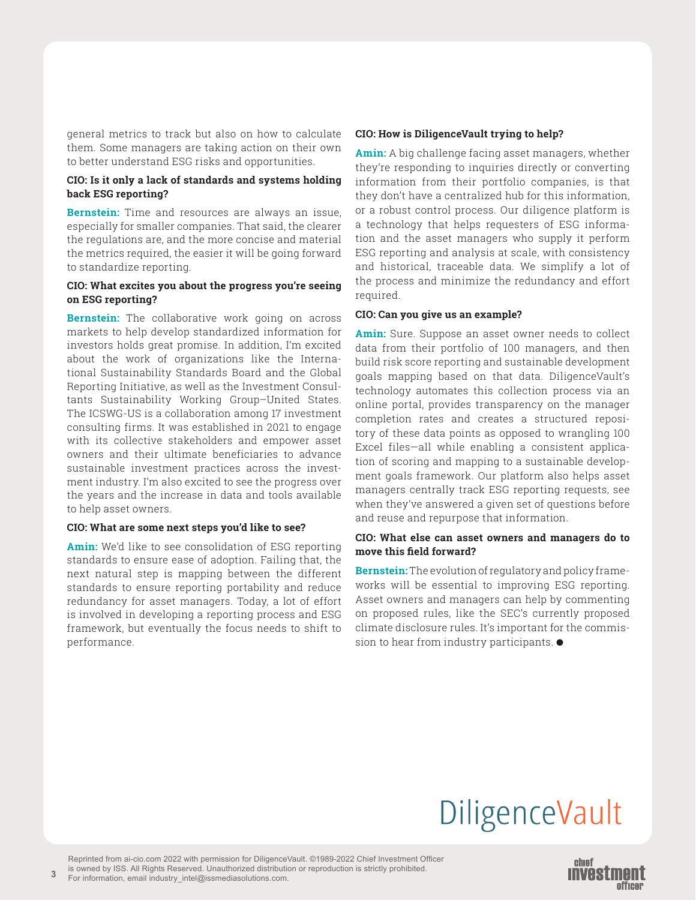general metrics to track but also on how to calculate them. Some managers are taking action on their own to better understand ESG risks and opportunities.

**CIO: Is it only a lack of standards and systems holding back ESG reporting?**

**Bernstein:** Time and resources are always an issue, especially for smaller companies. That said, the clearer the regulations are, and the more concise and material the metrics required, the easier it will be going forward to standardize reporting.

**CIO: What excites you about the progress you're seeing on ESG reporting?**

**Bernstein:** The collaborative work going on across markets to help develop standardized information for investors holds great promise. In addition, I'm excited about the work of organizations like the International Sustainability Standards Board and the Global Reporting Initiative, as well as the Investment Consultants Sustainability Working Group–United States. The ICSWG-US is a collaboration among 17 investment consulting firms. It was established in 2021 to engage with its collective stakeholders and empower asset owners and their ultimate beneficiaries to advance sustainable investment practices across the investment industry. I'm also excited to see the progress over the years and the increase in data and tools available to help asset owners.

**CIO: What are some next steps you'd like to see?**

**Amin:** We'd like to see consolidation of ESG reporting standards to ensure ease of adoption. Failing that, the next natural step is mapping between the different standards to ensure reporting portability and reduce redundancy for asset managers. Today, a lot of effort is involved in developing a reporting process and ESG framework, but eventually the focus needs to shift to performance.

**CIO: How is DiligenceVault trying to help?**

**Amin:** A big challenge facing asset managers, whether they're responding to inquiries directly or converting information from their portfolio companies, is that they don't have a centralized hub for this information, or a robust control process. Our diligence platform is a technology that helps requesters of ESG information and the asset managers who supply it perform ESG reporting and analysis at scale, with consistency and historical, traceable data. We simplify a lot of the process and minimize the redundancy and effort required.

**CIO: Can you give us an example?**

**Amin:** Sure. Suppose an asset owner needs to collect data from their portfolio of 100 managers, and then build risk score reporting and sustainable development goals mapping based on that data. DiligenceVault's technology automates this collection process via an online portal, provides transparency on the manager completion rates and creates a structured repository of these data points as opposed to wrangling 100 Excel files—all while enabling a consistent application of scoring and mapping to a sustainable development goals framework. Our platform also helps asset managers centrally track ESG reporting requests, see when they've answered a given set of questions before and reuse and repurpose that information.

**CIO: What else can asset owners and managers do to move this field forward?**

**Bernstein:** The evolution of regulatory and policy frameworks will be essential to improving ESG reporting. Asset owners and managers can help by commenting on proposed rules, like the SEC's currently proposed climate disclosure rules. It's important for the commission to hear from industry participants. ●

DiligenceVault

Reprinted from ai-cio.com 2022 with permission for DiligenceVault. ©1989-2022 Chief Investment Officer is owned by ISS. All Rights Reserved. Unauthorized distribution or reproduction is strictly prohibited. For information, email industry_intel@issmediasolutions.com.